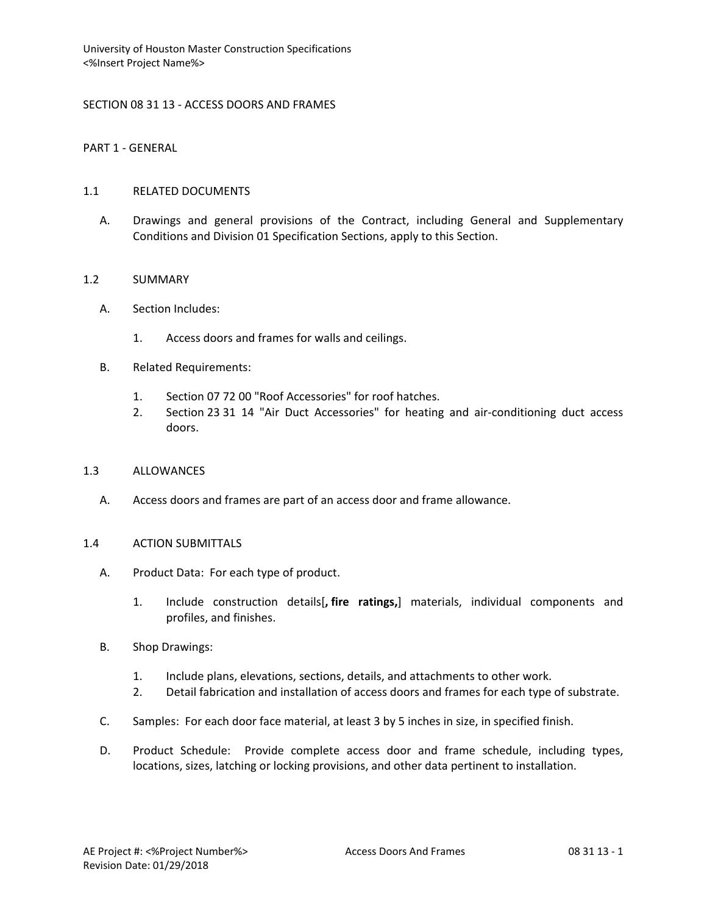University of Houston Master Construction Specifications
<%Insert Project Name%>

# SECTION 08 31 13 - ACCESS DOORS AND FRAMES

## PART 1 - GENERAL

### 1.1 RELATED DOCUMENTS

A. Drawings and general provisions of the Contract, including General and Supplementary Conditions and Division 01 Specification Sections, apply to this Section.

### 1.2 SUMMARY

A. Section Includes:

1. Access doors and frames for walls and ceilings.

B. Related Requirements:

1. Section 07 72 00 "Roof Accessories" for roof hatches.
2. Section 23 31 14 "Air Duct Accessories" for heating and air-conditioning duct access doors.

### 1.3 ALLOWANCES

A. Access doors and frames are part of an access door and frame allowance.

### 1.4 ACTION SUBMITTALS

A. Product Data: For each type of product.

1. Include construction details[**, fire ratings,**] materials, individual components and profiles, and finishes.

B. Shop Drawings:

1. Include plans, elevations, sections, details, and attachments to other work.
2. Detail fabrication and installation of access doors and frames for each type of substrate.

C. Samples: For each door face material, at least 3 by 5 inches in size, in specified finish.

D. Product Schedule: Provide complete access door and frame schedule, including types, locations, sizes, latching or locking provisions, and other data pertinent to installation.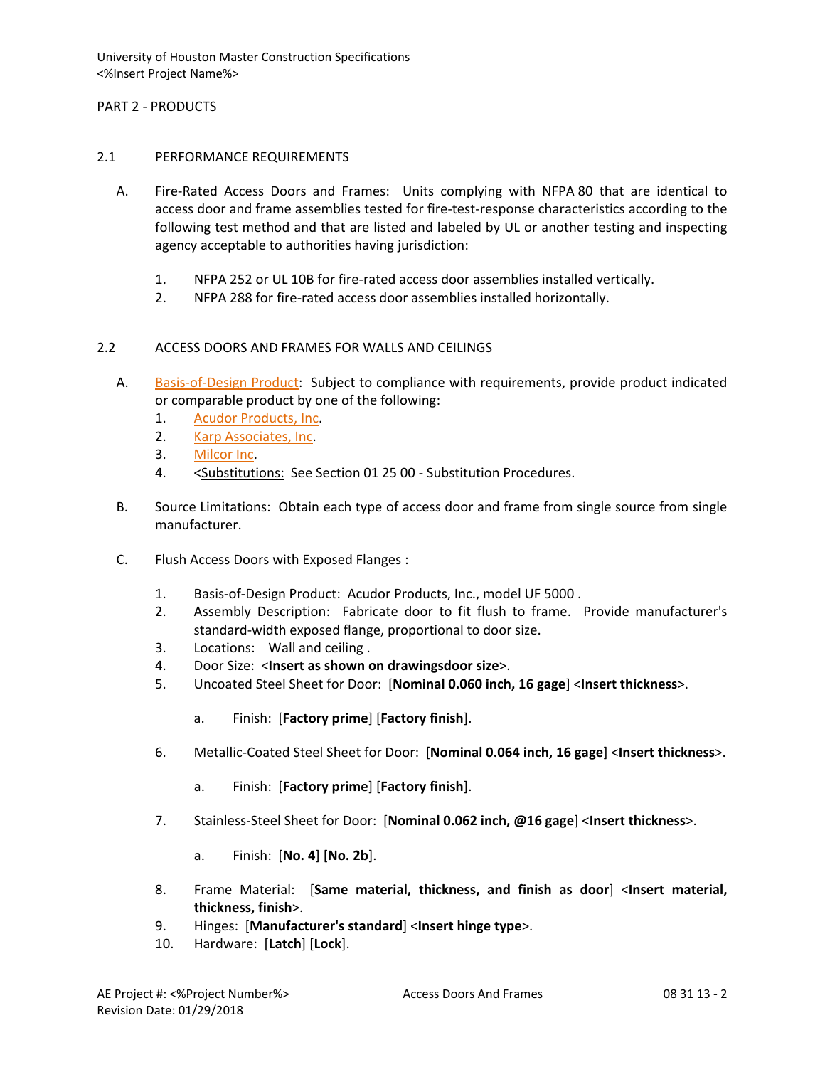PART 2 - PRODUCTS

## 2.1 PERFORMANCE REQUIREMENTS

A. Fire-Rated Access Doors and Frames: Units complying with NFPA 80 that are identical to access door and frame assemblies tested for fire-test-response characteristics according to the following test method and that are listed and labeled by UL or another testing and inspecting agency acceptable to authorities having jurisdiction:

1. NFPA 252 or UL 10B for fire-rated access door assemblies installed vertically.
2. NFPA 288 for fire-rated access door assemblies installed horizontally.

## 2.2 ACCESS DOORS AND FRAMES FOR WALLS AND CEILINGS

A. Basis-of-Design Product: Subject to compliance with requirements, provide product indicated or comparable product by one of the following:
1. Acudor Products, Inc.
2. Karp Associates, Inc.
3. Milcor Inc.
4. <Substitutions: See Section 01 25 00 - Substitution Procedures.

B. Source Limitations: Obtain each type of access door and frame from single source from single manufacturer.

C. Flush Access Doors with Exposed Flanges :

1. Basis-of-Design Product: Acudor Products, Inc., model UF 5000 .
2. Assembly Description: Fabricate door to fit flush to frame. Provide manufacturer's standard-width exposed flange, proportional to door size.
3. Locations: Wall and ceiling .
4. Door Size: <**Insert as shown on drawingsdoor size**>.
5. Uncoated Steel Sheet for Door: [**Nominal 0.060 inch, 16 gage**] <**Insert thickness**>.

   a. Finish: [**Factory prime**] [**Factory finish**].

6. Metallic-Coated Steel Sheet for Door: [**Nominal 0.064 inch, 16 gage**] <**Insert thickness**>.

   a. Finish: [**Factory prime**] [**Factory finish**].

7. Stainless-Steel Sheet for Door: [**Nominal 0.062 inch, @16 gage**] <**Insert thickness**>.

   a. Finish: [**No. 4**] [**No. 2b**].

8. Frame Material: [**Same material, thickness, and finish as door**] <**Insert material, thickness, finish**>.
9. Hinges: [**Manufacturer's standard**] <**Insert hinge type**>.
10. Hardware: [**Latch**] [**Lock**].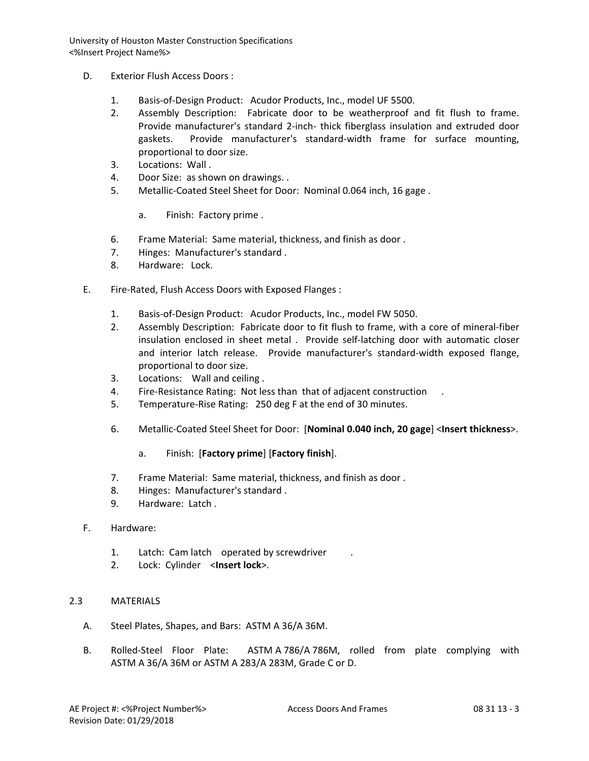D. Exterior Flush Access Doors :

1. Basis-of-Design Product: Acudor Products, Inc., model UF 5500.
2. Assembly Description: Fabricate door to be weatherproof and fit flush to frame. Provide manufacturer's standard 2-inch- thick fiberglass insulation and extruded door gaskets. Provide manufacturer's standard-width frame for surface mounting, proportional to door size.
3. Locations: Wall .
4. Door Size: as shown on drawings. .
5. Metallic-Coated Steel Sheet for Door: Nominal 0.064 inch, 16 gage .

   a. Finish: Factory prime .

6. Frame Material: Same material, thickness, and finish as door .
7. Hinges: Manufacturer's standard .
8. Hardware: Lock.

E. Fire-Rated, Flush Access Doors with Exposed Flanges :

1. Basis-of-Design Product: Acudor Products, Inc., model FW 5050.
2. Assembly Description: Fabricate door to fit flush to frame, with a core of mineral-fiber insulation enclosed in sheet metal . Provide self-latching door with automatic closer and interior latch release. Provide manufacturer's standard-width exposed flange, proportional to door size.
3. Locations: Wall and ceiling .
4. Fire-Resistance Rating: Not less than that of adjacent construction .
5. Temperature-Rise Rating: 250 deg F at the end of 30 minutes.
6. Metallic-Coated Steel Sheet for Door: [**Nominal 0.040 inch, 20 gage**] <**Insert thickness**>.

   a. Finish: [**Factory prime**] [**Factory finish**].

7. Frame Material: Same material, thickness, and finish as door .
8. Hinges: Manufacturer's standard .
9. Hardware: Latch .

F. Hardware:

1. Latch: Cam latch operated by screwdriver .
2. Lock: Cylinder <**Insert lock**>.

## 2.3 MATERIALS

A. Steel Plates, Shapes, and Bars: ASTM A 36/A 36M.

B. Rolled-Steel Floor Plate: ASTM A 786/A 786M, rolled from plate complying with ASTM A 36/A 36M or ASTM A 283/A 283M, Grade C or D.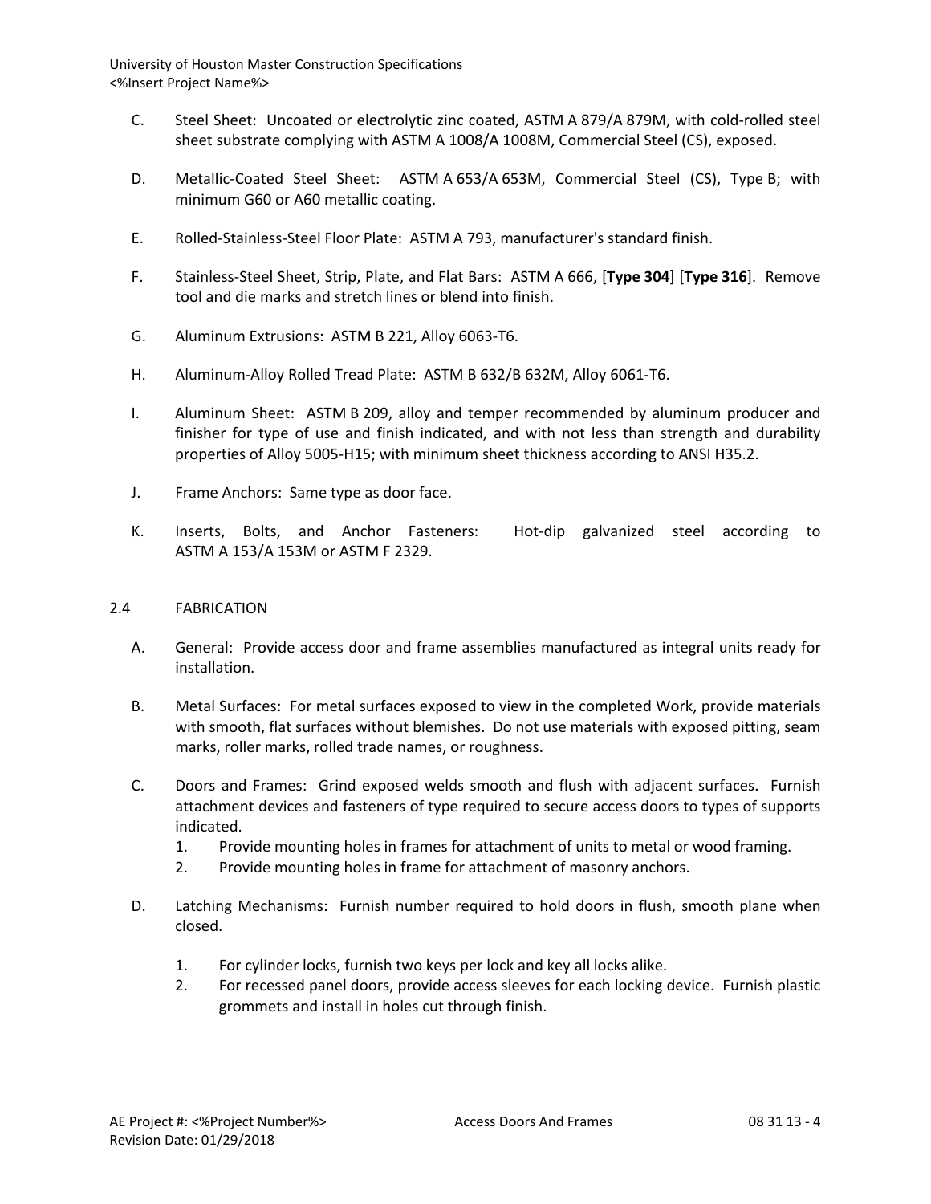C. Steel Sheet: Uncoated or electrolytic zinc coated, ASTM A 879/A 879M, with cold-rolled steel sheet substrate complying with ASTM A 1008/A 1008M, Commercial Steel (CS), exposed.

D. Metallic-Coated Steel Sheet: ASTM A 653/A 653M, Commercial Steel (CS), Type B; with minimum G60 or A60 metallic coating.

E. Rolled-Stainless-Steel Floor Plate: ASTM A 793, manufacturer's standard finish.

F. Stainless-Steel Sheet, Strip, Plate, and Flat Bars: ASTM A 666, [**Type 304**] [**Type 316**]. Remove tool and die marks and stretch lines or blend into finish.

G. Aluminum Extrusions: ASTM B 221, Alloy 6063-T6.

H. Aluminum-Alloy Rolled Tread Plate: ASTM B 632/B 632M, Alloy 6061-T6.

I. Aluminum Sheet: ASTM B 209, alloy and temper recommended by aluminum producer and finisher for type of use and finish indicated, and with not less than strength and durability properties of Alloy 5005-H15; with minimum sheet thickness according to ANSI H35.2.

J. Frame Anchors: Same type as door face.

K. Inserts, Bolts, and Anchor Fasteners: Hot-dip galvanized steel according to ASTM A 153/A 153M or ASTM F 2329.

## 2.4 FABRICATION

A. General: Provide access door and frame assemblies manufactured as integral units ready for installation.

B. Metal Surfaces: For metal surfaces exposed to view in the completed Work, provide materials with smooth, flat surfaces without blemishes. Do not use materials with exposed pitting, seam marks, roller marks, rolled trade names, or roughness.

C. Doors and Frames: Grind exposed welds smooth and flush with adjacent surfaces. Furnish attachment devices and fasteners of type required to secure access doors to types of supports indicated.
   1. Provide mounting holes in frames for attachment of units to metal or wood framing.
   2. Provide mounting holes in frame for attachment of masonry anchors.

D. Latching Mechanisms: Furnish number required to hold doors in flush, smooth plane when closed.
   1. For cylinder locks, furnish two keys per lock and key all locks alike.
   2. For recessed panel doors, provide access sleeves for each locking device. Furnish plastic grommets and install in holes cut through finish.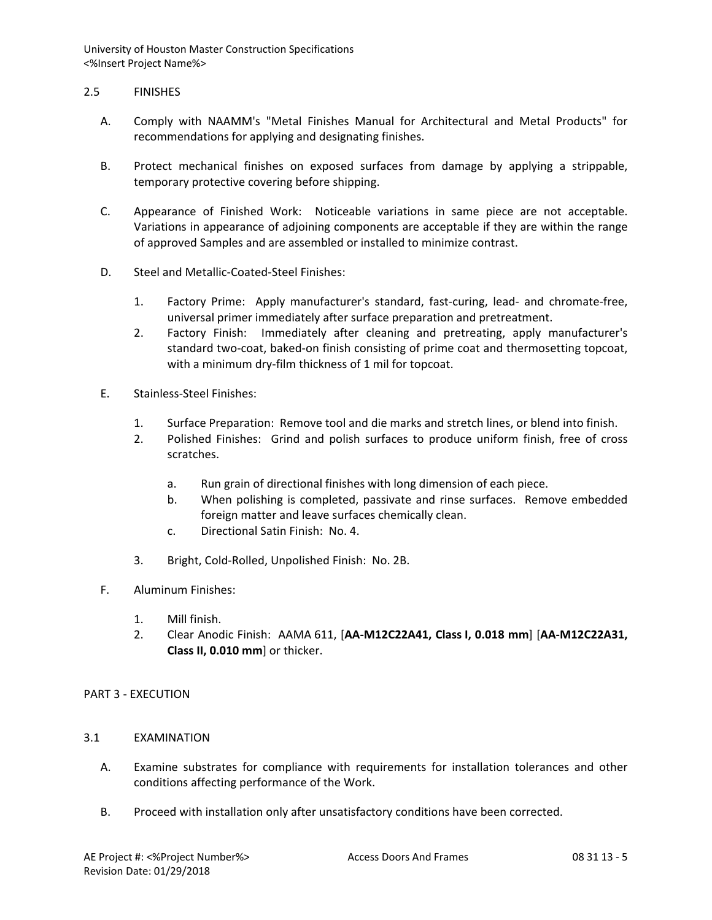## 2.5 FINISHES

A. Comply with NAAMM's "Metal Finishes Manual for Architectural and Metal Products" for recommendations for applying and designating finishes.

B. Protect mechanical finishes on exposed surfaces from damage by applying a strippable, temporary protective covering before shipping.

C. Appearance of Finished Work: Noticeable variations in same piece are not acceptable. Variations in appearance of adjoining components are acceptable if they are within the range of approved Samples and are assembled or installed to minimize contrast.

D. Steel and Metallic-Coated-Steel Finishes:

1. Factory Prime: Apply manufacturer's standard, fast-curing, lead- and chromate-free, universal primer immediately after surface preparation and pretreatment.
2. Factory Finish: Immediately after cleaning and pretreating, apply manufacturer's standard two-coat, baked-on finish consisting of prime coat and thermosetting topcoat, with a minimum dry-film thickness of 1 mil for topcoat.

E. Stainless-Steel Finishes:

1. Surface Preparation: Remove tool and die marks and stretch lines, or blend into finish.
2. Polished Finishes: Grind and polish surfaces to produce uniform finish, free of cross scratches.
   a. Run grain of directional finishes with long dimension of each piece.
   b. When polishing is completed, passivate and rinse surfaces. Remove embedded foreign matter and leave surfaces chemically clean.
   c. Directional Satin Finish: No. 4.
3. Bright, Cold-Rolled, Unpolished Finish: No. 2B.

F. Aluminum Finishes:

1. Mill finish.
2. Clear Anodic Finish: AAMA 611, [**AA-M12C22A41, Class I, 0.018 mm**] [**AA-M12C22A31, Class II, 0.010 mm**] or thicker.

# PART 3 - EXECUTION

## 3.1 EXAMINATION

A. Examine substrates for compliance with requirements for installation tolerances and other conditions affecting performance of the Work.

B. Proceed with installation only after unsatisfactory conditions have been corrected.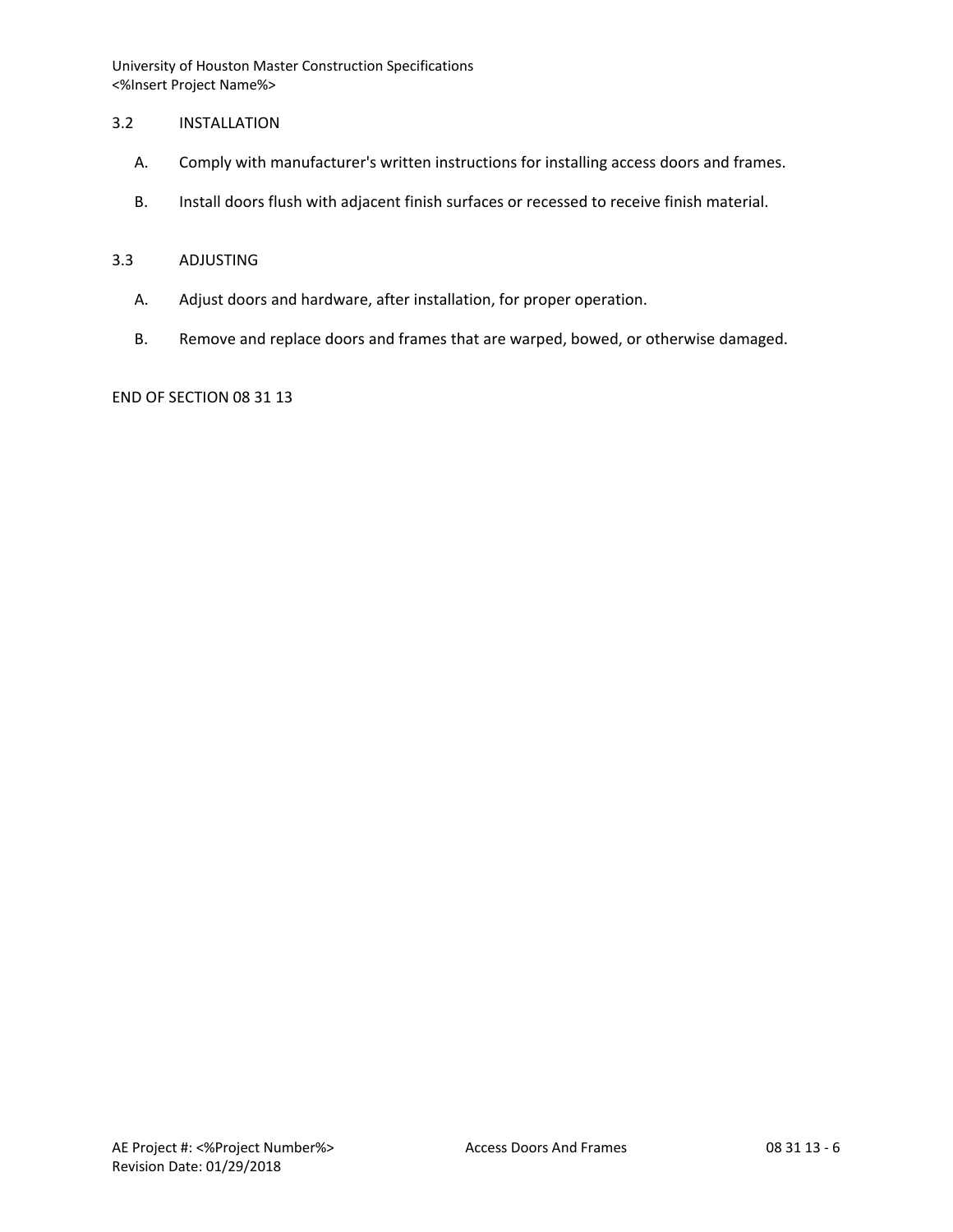## 3.2 INSTALLATION

A. Comply with manufacturer's written instructions for installing access doors and frames.

B. Install doors flush with adjacent finish surfaces or recessed to receive finish material.

## 3.3 ADJUSTING

A. Adjust doors and hardware, after installation, for proper operation.

B. Remove and replace doors and frames that are warped, bowed, or otherwise damaged.

END OF SECTION 08 31 13